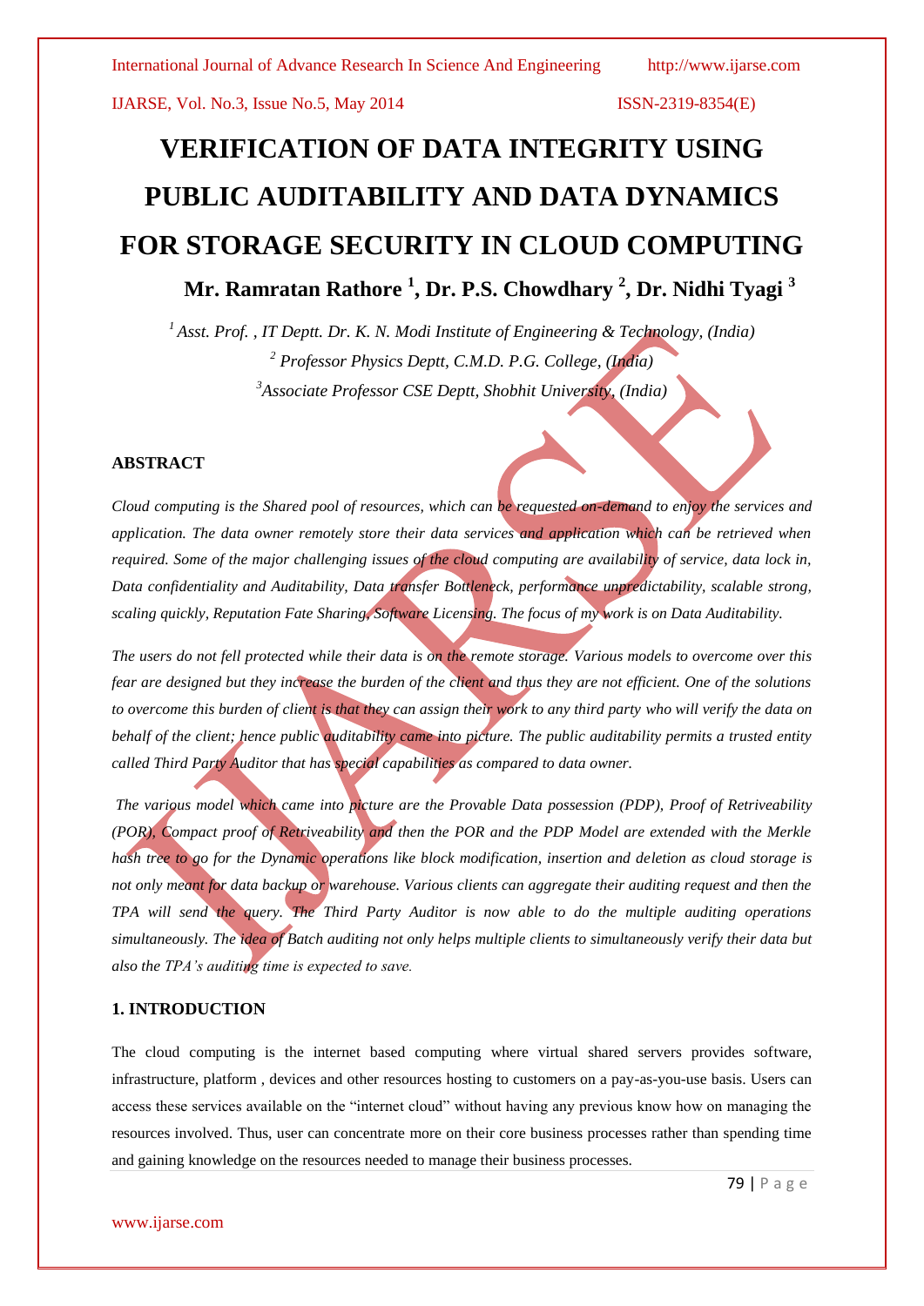# VERIFICATION OF DATA INTEGRITY USING PUBLIC AUDITABILITY AND DATA DYNAMICS FOR STORAGE SECURITY IN CLOUD COMPUTING

**Mr. Ramratan Rathore [1], Dr. P.S. Chowdhary [2], Dr. Nidhi Tyagi [3]**

*[1] Asst. Prof. , IT Deptt. Dr. K. N. Modi Institute of Engineering & Technology, (India)*
*[2] Professor Physics Deptt, C.M.D. P.G. College, (India)*
*[3] Associate Professor CSE Deptt, Shobhit University, (India)*

## ABSTRACT

*Cloud computing is the Shared pool of resources, which can be requested on-demand to enjoy the services and application. The data owner remotely store their data services and application which can be retrieved when required. Some of the major challenging issues of the cloud computing are availability of service, data lock in, Data confidentiality and Auditability, Data transfer Bottleneck, performance unpredictability, scalable strong, scaling quickly, Reputation Fate Sharing, Software Licensing. The focus of my work is on Data Auditability.*

*The users do not fell protected while their data is on the remote storage. Various models to overcome over this fear are designed but they increase the burden of the client and thus they are not efficient. One of the solutions to overcome this burden of client is that they can assign their work to any third party who will verify the data on behalf of the client; hence public auditability came into picture. The public auditability permits a trusted entity called Third Party Auditor that has special capabilities as compared to data owner.*

*The various model which came into picture are the Provable Data possession (PDP), Proof of Retriveability (POR), Compact proof of Retriveability and then the POR and the PDP Model are extended with the Merkle hash tree to go for the Dynamic operations like block modification, insertion and deletion as cloud storage is not only meant for data backup or warehouse. Various clients can aggregate their auditing request and then the TPA will send the query. The Third Party Auditor is now able to do the multiple auditing operations simultaneously. The idea of Batch auditing not only helps multiple clients to simultaneously verify their data but also the TPA's auditing time is expected to save.*

## 1. INTRODUCTION

The cloud computing is the internet based computing where virtual shared servers provides software, infrastructure, platform , devices and other resources hosting to customers on a pay-as-you-use basis. Users can access these services available on the "internet cloud" without having any previous know how on managing the resources involved. Thus, user can concentrate more on their core business processes rather than spending time and gaining knowledge on the resources needed to manage their business processes.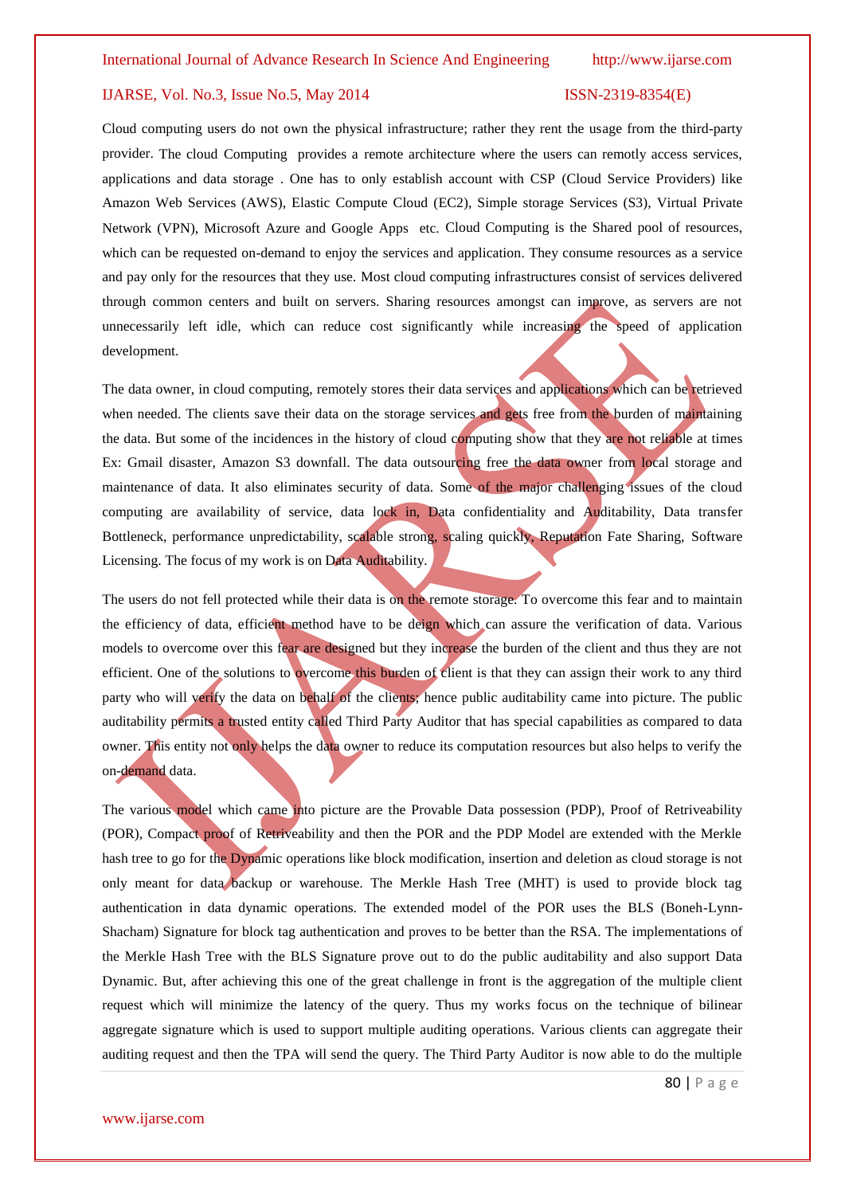Cloud computing users do not own the physical infrastructure; rather they rent the usage from the third-party provider. The cloud Computing provides a remote architecture where the users can remotly access services, applications and data storage . One has to only establish account with CSP (Cloud Service Providers) like Amazon Web Services (AWS), Elastic Compute Cloud (EC2), Simple storage Services (S3), Virtual Private Network (VPN), Microsoft Azure and Google Apps etc. Cloud Computing is the Shared pool of resources, which can be requested on-demand to enjoy the services and application. They consume resources as a service and pay only for the resources that they use. Most cloud computing infrastructures consist of services delivered through common centers and built on servers. Sharing resources amongst can improve, as servers are not unnecessarily left idle, which can reduce cost significantly while increasing the speed of application development.

The data owner, in cloud computing, remotely stores their data services and applications which can be retrieved when needed. The clients save their data on the storage services and gets free from the burden of maintaining the data. But some of the incidences in the history of cloud computing show that they are not reliable at times Ex: Gmail disaster, Amazon S3 downfall. The data outsourcing free the data owner from local storage and maintenance of data. It also eliminates security of data. Some of the major challenging issues of the cloud computing are availability of service, data lock in, Data confidentiality and Auditability, Data transfer Bottleneck, performance unpredictability, scalable strong, scaling quickly, Reputation Fate Sharing, Software Licensing. The focus of my work is on Data Auditability.

The users do not fell protected while their data is on the remote storage. To overcome this fear and to maintain the efficiency of data, efficient method have to be deign which can assure the verification of data. Various models to overcome over this fear are designed but they increase the burden of the client and thus they are not efficient. One of the solutions to overcome this burden of client is that they can assign their work to any third party who will verify the data on behalf of the clients; hence public auditability came into picture. The public auditability permits a trusted entity called Third Party Auditor that has special capabilities as compared to data owner. This entity not only helps the data owner to reduce its computation resources but also helps to verify the on-demand data.

The various model which came into picture are the Provable Data possession (PDP), Proof of Retriveability (POR), Compact proof of Retriveability and then the POR and the PDP Model are extended with the Merkle hash tree to go for the Dynamic operations like block modification, insertion and deletion as cloud storage is not only meant for data backup or warehouse. The Merkle Hash Tree (MHT) is used to provide block tag authentication in data dynamic operations. The extended model of the POR uses the BLS (Boneh-Lynn-Shacham) Signature for block tag authentication and proves to be better than the RSA. The implementations of the Merkle Hash Tree with the BLS Signature prove out to do the public auditability and also support Data Dynamic. But, after achieving this one of the great challenge in front is the aggregation of the multiple client request which will minimize the latency of the query. Thus my works focus on the technique of bilinear aggregate signature which is used to support multiple auditing operations. Various clients can aggregate their auditing request and then the TPA will send the query. The Third Party Auditor is now able to do the multiple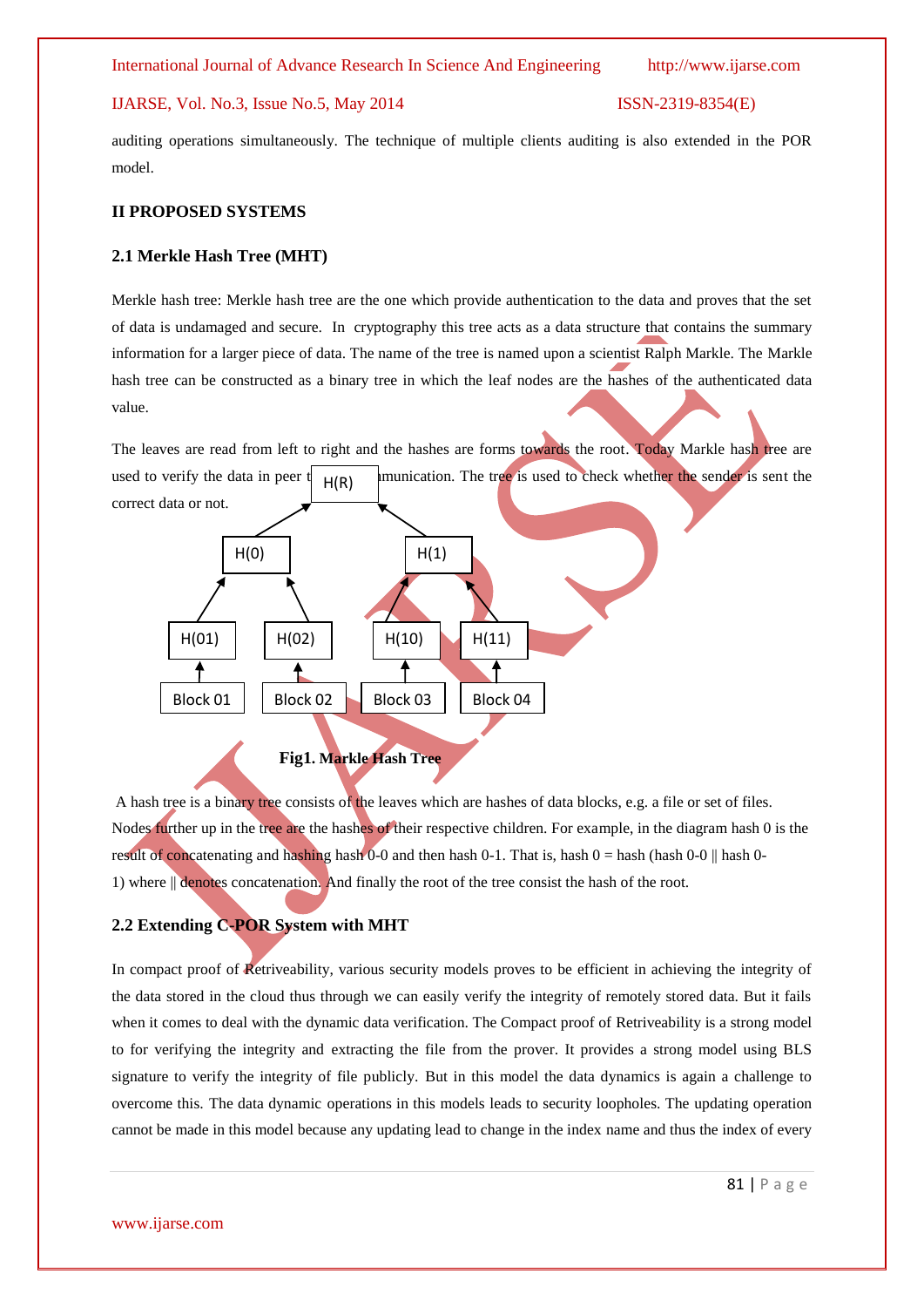auditing operations simultaneously. The technique of multiple clients auditing is also extended in the POR model.

## II PROPOSED SYSTEMS

### 2.1 Merkle Hash Tree (MHT)

Merkle hash tree: Merkle hash tree are the one which provide authentication to the data and proves that the set of data is undamaged and secure. In cryptography this tree acts as a data structure that contains the summary information for a larger piece of data. The name of the tree is named upon a scientist Ralph Markle. The Markle hash tree can be constructed as a binary tree in which the leaf nodes are the hashes of the authenticated data value.

The leaves are read from left to right and the hashes are forms towards the root. Today Markle hash tree are used to verify the data in peer to peer communication. The tree is used to check whether the sender is sent the correct data or not.

H(R)

H(0) H(1)

H(01) H(02) H(10) H(11)

Block 01 Block 02 Block 03 Block 04

**Fig1. Markle Hash Tree**

A hash tree is a binary tree consists of the leaves which are hashes of data blocks, e.g. a file or set of files. Nodes further up in the tree are the hashes of their respective children. For example, in the diagram hash 0 is the result of concatenating and hashing hash 0-0 and then hash 0-1. That is, hash 0 = hash (hash 0-0 || hash 0-1) where || denotes concatenation. And finally the root of the tree consist the hash of the root.

### 2.2 Extending C-POR System with MHT

In compact proof of Retriveability, various security models proves to be efficient in achieving the integrity of the data stored in the cloud thus through we can easily verify the integrity of remotely stored data. But it fails when it comes to deal with the dynamic data verification. The Compact proof of Retriveability is a strong model to for verifying the integrity and extracting the file from the prover. It provides a strong model using BLS signature to verify the integrity of file publicly. But in this model the data dynamics is again a challenge to overcome this. The data dynamic operations in this models leads to security loopholes. The updating operation cannot be made in this model because any updating lead to change in the index name and thus the index of every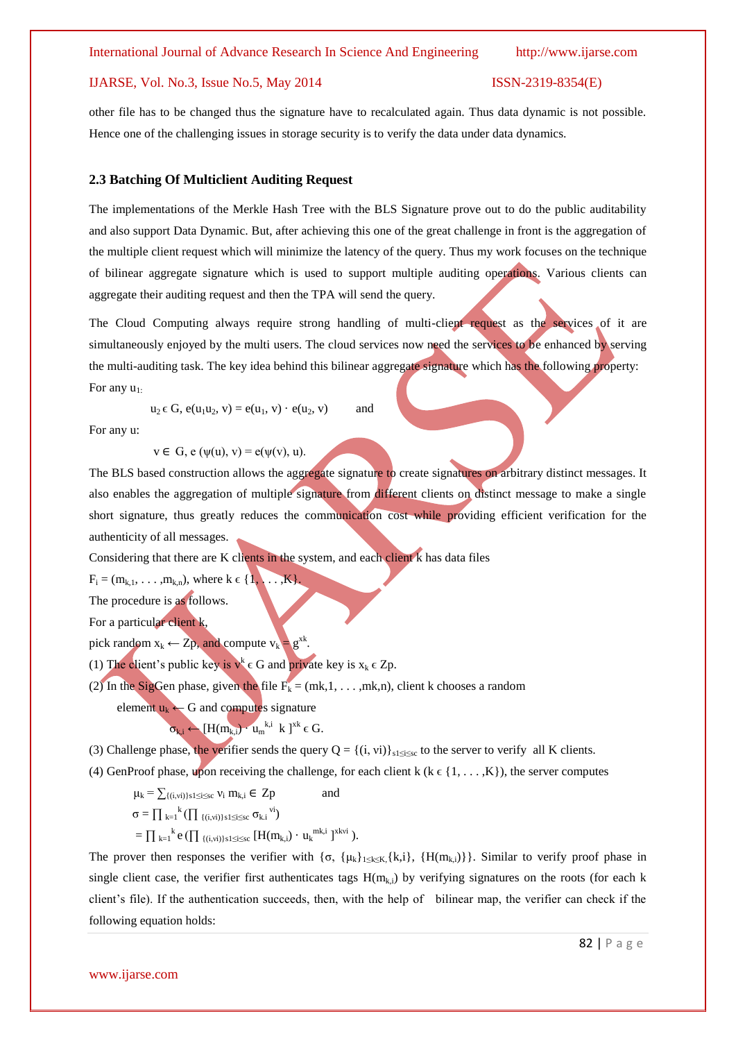other file has to be changed thus the signature have to recalculated again. Thus data dynamic is not possible. Hence one of the challenging issues in storage security is to verify the data under data dynamics.

### 2.3 Batching Of Multiclient Auditing Request

The implementations of the Merkle Hash Tree with the BLS Signature prove out to do the public auditability and also support Data Dynamic. But, after achieving this one of the great challenge in front is the aggregation of the multiple client request which will minimize the latency of the query. Thus my work focuses on the technique of bilinear aggregate signature which is used to support multiple auditing operations. Various clients can aggregate their auditing request and then the TPA will send the query.

The Cloud Computing always require strong handling of multi-client request as the services of it are simultaneously enjoyed by the multi users. The cloud services now need the services to be enhanced by serving the multi-auditing task. The key idea behind this bilinear aggregate signature which has the following property:

For any $u_1$:

$u_2 \in G$, $e(u_1 u_2, v) = e(u_1, v) \cdot e(u_2, v)$ and

For any u:

$v \in G$, $e(\psi(u), v) = e(\psi(v), u)$.

The BLS based construction allows the aggregate signature to create signatures on arbitrary distinct messages. It also enables the aggregation of multiple signature from different clients on distinct message to make a single short signature, thus greatly reduces the communication cost while providing efficient verification for the authenticity of all messages.

Considering that there are K clients in the system, and each client k has data files

$F_i = (m_{k,1}, \ldots, m_{k,n})$, where $k \in \{1, \ldots, K\}$.

The procedure is as follows.

For a particular client k,

pick random $x_k \leftarrow Zp$, and compute $v_k = g^{xk}$.

(1) The client's public key is $v^k \in G$ and private key is $x_k \in Zp$.

(2) In the SigGen phase, given the file $F_k = (mk,1, \ldots, mk,n)$, client k chooses a random element $u_k \leftarrow G$ and computes signature

$$\sigma_{k,i} \leftarrow [H(m_{k,i}) \cdot u_m^{k,i}\ k\ ]^{xk} \in G.$$

(3) Challenge phase, the verifier sends the query $Q = \{(i, vi)\}_{s1 \le i \le sc}$ to the server to verify all K clients.

(4) GenProof phase, upon receiving the challenge, for each client k ($k \in \{1, \ldots, K\}$), the server computes

$$\mu_k = \sum_{\{(i,vi)\}s1 \le i \le sc} v_i\, m_{k,i} \in Zp \quad \text{and}$$

$$\sigma = \prod_{k=1}^{k} \left(\prod_{\{(i,vi)\}s1 \le i \le sc} \sigma_{k,i}^{\ vi}\right)$$

$$= \prod_{k=1}^{k} e\left(\prod_{\{(i,vi)\}s1 \le i \le sc} [H(m_{k,i}) \cdot u_k^{mk,i}\ ]^{xkvi}\right).$$

The prover then responses the verifier with $\{\sigma, \{\mu_k\}_{1 \le k \le K}, \{k,i\}, \{H(m_{k,i})\}\}$. Similar to verify proof phase in single client case, the verifier first authenticates tags $H(m_{k,i})$ by verifying signatures on the roots (for each k client's file). If the authentication succeeds, then, with the help of bilinear map, the verifier can check if the following equation holds: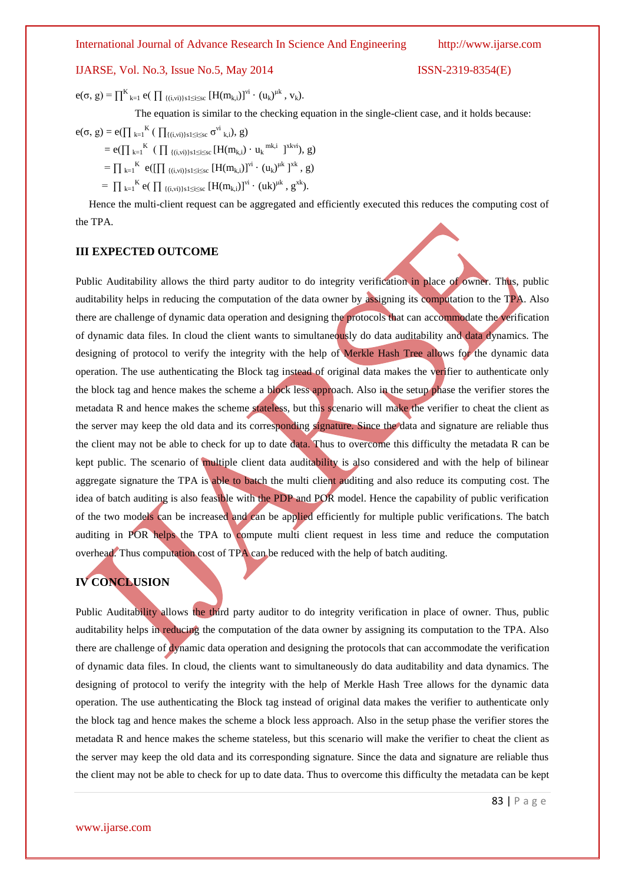$$e(\sigma, g) = \prod_{k=1}^{K} e\left(\prod_{\{(i,vi)\}s1\leq i\leq sc} [H(m_{k,i})]^{vi} \cdot (u_k)^{\mu k}, v_k\right).$$

The equation is similar to the checking equation in the single-client case, and it holds because:

$$e(\sigma, g) = e\left(\prod_{k=1}^{K} \left(\prod_{\{(i,vi)\}s1\leq i\leq sc} \sigma^{vi}_{k,i}\right), g\right)$$

$$= e\left(\prod_{k=1}^{K} \left(\prod_{\{(i,vi)\}s1\leq i\leq sc} [H(m_{k,i}) \cdot u_k^{mk,i}]^{xkvi}\right), g\right)$$

$$= \prod_{k=1}^{K} e\left(\left[\prod_{\{(i,vi)\}s1\leq i\leq sc} [H(m_{k,i})]^{vi} \cdot (u_k)^{\mu k}\right]^{xk}, g\right)$$

$$= \prod_{k=1}^{K} e\left(\prod_{\{(i,vi)\}s1\leq i\leq sc} [H(m_{k,i})]^{vi} \cdot (uk)^{\mu k}, g^{xk}\right).$$

Hence the multi-client request can be aggregated and efficiently executed this reduces the computing cost of the TPA.

## III EXPECTED OUTCOME

Public Auditability allows the third party auditor to do integrity verification in place of owner. Thus, public auditability helps in reducing the computation of the data owner by assigning its computation to the TPA. Also there are challenge of dynamic data operation and designing the protocols that can accommodate the verification of dynamic data files. In cloud the client wants to simultaneously do data auditability and data dynamics. The designing of protocol to verify the integrity with the help of Merkle Hash Tree allows for the dynamic data operation. The use authenticating the Block tag instead of original data makes the verifier to authenticate only the block tag and hence makes the scheme a block less approach. Also in the setup phase the verifier stores the metadata R and hence makes the scheme stateless, but this scenario will make the verifier to cheat the client as the server may keep the old data and its corresponding signature. Since the data and signature are reliable thus the client may not be able to check for up to date data. Thus to overcome this difficulty the metadata R can be kept public. The scenario of multiple client data auditability is also considered and with the help of bilinear aggregate signature the TPA is able to batch the multi client auditing and also reduce its computing cost. The idea of batch auditing is also feasible with the PDP and POR model. Hence the capability of public verification of the two models can be increased and can be applied efficiently for multiple public verifications. The batch auditing in POR helps the TPA to compute multi client request in less time and reduce the computation overhead. Thus computation cost of TPA can be reduced with the help of batch auditing.

## IV CONCLUSION

Public Auditability allows the third party auditor to do integrity verification in place of owner. Thus, public auditability helps in reducing the computation of the data owner by assigning its computation to the TPA. Also there are challenge of dynamic data operation and designing the protocols that can accommodate the verification of dynamic data files. In cloud, the clients want to simultaneously do data auditability and data dynamics. The designing of protocol to verify the integrity with the help of Merkle Hash Tree allows for the dynamic data operation. The use authenticating the Block tag instead of original data makes the verifier to authenticate only the block tag and hence makes the scheme a block less approach. Also in the setup phase the verifier stores the metadata R and hence makes the scheme stateless, but this scenario will make the verifier to cheat the client as the server may keep the old data and its corresponding signature. Since the data and signature are reliable thus the client may not be able to check for up to date data. Thus to overcome this difficulty the metadata can be kept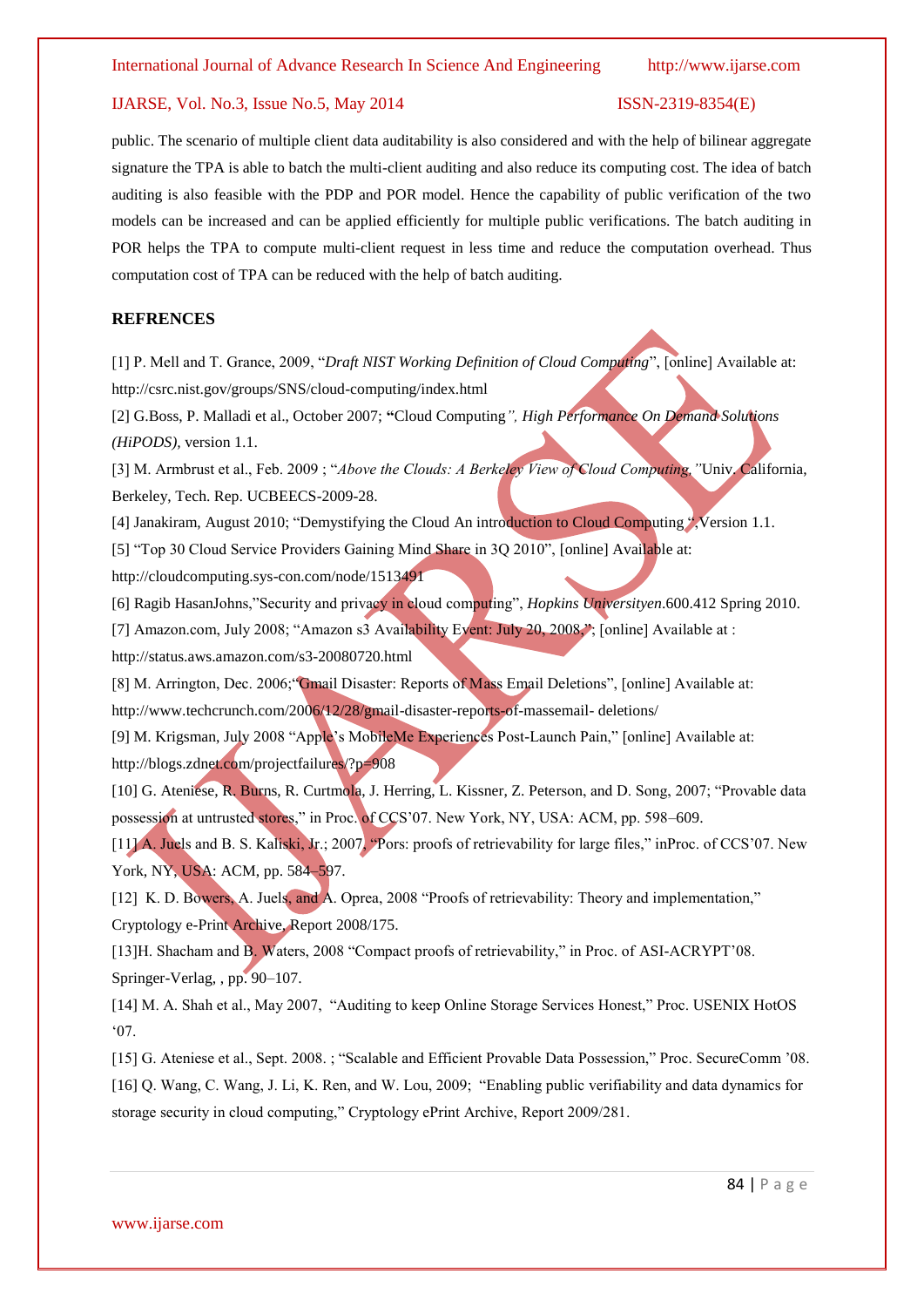public. The scenario of multiple client data auditability is also considered and with the help of bilinear aggregate signature the TPA is able to batch the multi-client auditing and also reduce its computing cost. The idea of batch auditing is also feasible with the PDP and POR model. Hence the capability of public verification of the two models can be increased and can be applied efficiently for multiple public verifications. The batch auditing in POR helps the TPA to compute multi-client request in less time and reduce the computation overhead. Thus computation cost of TPA can be reduced with the help of batch auditing.

## REFRENCES

[1] P. Mell and T. Grance, 2009, "*Draft NIST Working Definition of Cloud Computing*", [online] Available at: http://csrc.nist.gov/groups/SNS/cloud-computing/index.html

[2] G.Boss, P. Malladi et al., October 2007; **"**Cloud Computing*", High Performance On Demand Solutions (HiPODS),* version 1.1.

[3] M. Armbrust et al., Feb. 2009 ; "*Above the Clouds: A Berkeley View of Cloud Computing,"*Univ. California, Berkeley, Tech. Rep. UCBEECS-2009-28.

[4] Janakiram, August 2010; "Demystifying the Cloud An introduction to Cloud Computing ",Version 1.1.

[5] "Top 30 Cloud Service Providers Gaining Mind Share in 3Q 2010", [online] Available at: http://cloudcomputing.sys-con.com/node/1513491

[6] Ragib HasanJohns,"Security and privacy in cloud computing", *Hopkins Universityen*.600.412 Spring 2010.

[7] Amazon.com, July 2008; "Amazon s3 Availability Event: July 20, 2008,"; [online] Available at : http://status.aws.amazon.com/s3-20080720.html

[8] M. Arrington, Dec. 2006;"Gmail Disaster: Reports of Mass Email Deletions", [online] Available at: http://www.techcrunch.com/2006/12/28/gmail-disaster-reports-of-massemail- deletions/

[9] M. Krigsman, July 2008 "Apple's MobileMe Experiences Post-Launch Pain," [online] Available at: http://blogs.zdnet.com/projectfailures/?p=908

[10] G. Ateniese, R. Burns, R. Curtmola, J. Herring, L. Kissner, Z. Peterson, and D. Song, 2007; "Provable data possession at untrusted stores," in Proc. of CCS'07. New York, NY, USA: ACM, pp. 598–609.

[11] A. Juels and B. S. Kaliski, Jr.; 2007, "Pors: proofs of retrievability for large files," inProc. of CCS'07. New York, NY, USA: ACM, pp. 584–597.

[12] K. D. Bowers, A. Juels, and A. Oprea, 2008 "Proofs of retrievability: Theory and implementation," Cryptology e-Print Archive, Report 2008/175.

[13]H. Shacham and B. Waters, 2008 "Compact proofs of retrievability," in Proc. of ASI-ACRYPT'08. Springer-Verlag, , pp. 90–107.

[14] M. A. Shah et al., May 2007, "Auditing to keep Online Storage Services Honest," Proc. USENIX HotOS '07.

[15] G. Ateniese et al., Sept. 2008. ; "Scalable and Efficient Provable Data Possession," Proc. SecureComm '08.

[16] Q. Wang, C. Wang, J. Li, K. Ren, and W. Lou, 2009; "Enabling public verifiability and data dynamics for storage security in cloud computing," Cryptology ePrint Archive, Report 2009/281.